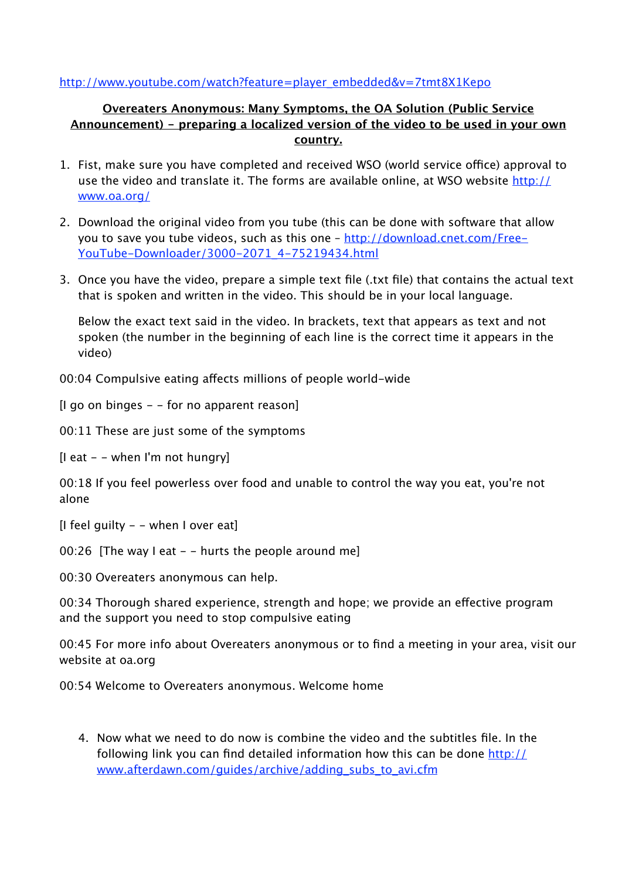http://www.youtube.com/watch?feature=player_embedded&v=7tmt8X1Kepo

**Overeaters Anonymous: Many Symptoms, the OA Solution (Public Service Announcement) - preparing a localized version of the video to be used in your own country.**

1. Fist, make sure you have completed and received WSO (world service office) approval to use the video and translate it. The forms are available online, at WSO website http://www.oa.org/

2. Download the original video from you tube (this can be done with software that allow you to save you tube videos, such as this one - http://download.cnet.com/Free-YouTube-Downloader/3000-2071_4-75219434.html

3. Once you have the video, prepare a simple text file (.txt file) that contains the actual text that is spoken and written in the video. This should be in your local language.

   Below the exact text said in the video. In brackets, text that appears as text and not spoken (the number in the beginning of each line is the correct time it appears in the video)

00:04 Compulsive eating affects millions of people world-wide

[I go on binges - - for no apparent reason]

00:11 These are just some of the symptoms

[I eat - - when I'm not hungry]

00:18 If you feel powerless over food and unable to control the way you eat, you're not alone

[I feel guilty - - when I over eat]

00:26 [The way I eat - - hurts the people around me]

00:30 Overeaters anonymous can help.

00:34 Thorough shared experience, strength and hope; we provide an effective program and the support you need to stop compulsive eating

00:45 For more info about Overeaters anonymous or to find a meeting in your area, visit our website at oa.org

00:54 Welcome to Overeaters anonymous. Welcome home

4. Now what we need to do now is combine the video and the subtitles file. In the following link you can find detailed information how this can be done http://www.afterdawn.com/guides/archive/adding_subs_to_avi.cfm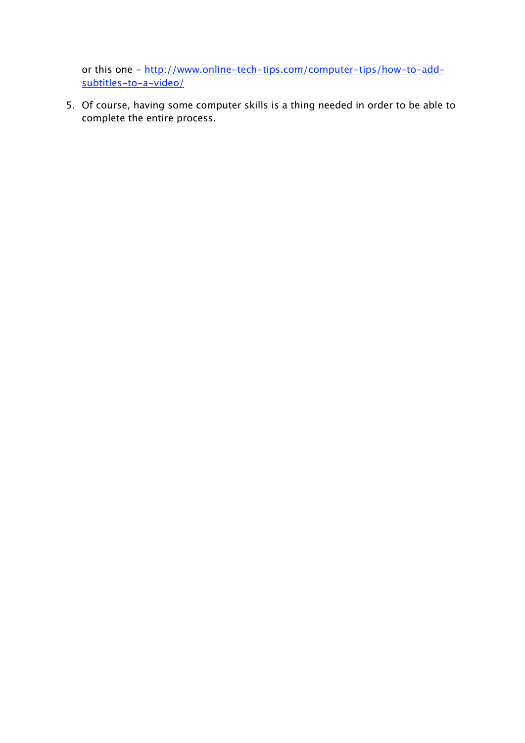or this one – [http://www.online-tech-tips.com/computer-tips/how-to-add-subtitles-to-a-video/](http://www.online-tech-tips.com/computer-tips/how-to-add-subtitles-to-a-video/)

5. Of course, having some computer skills is a thing needed in order to be able to complete the entire process.